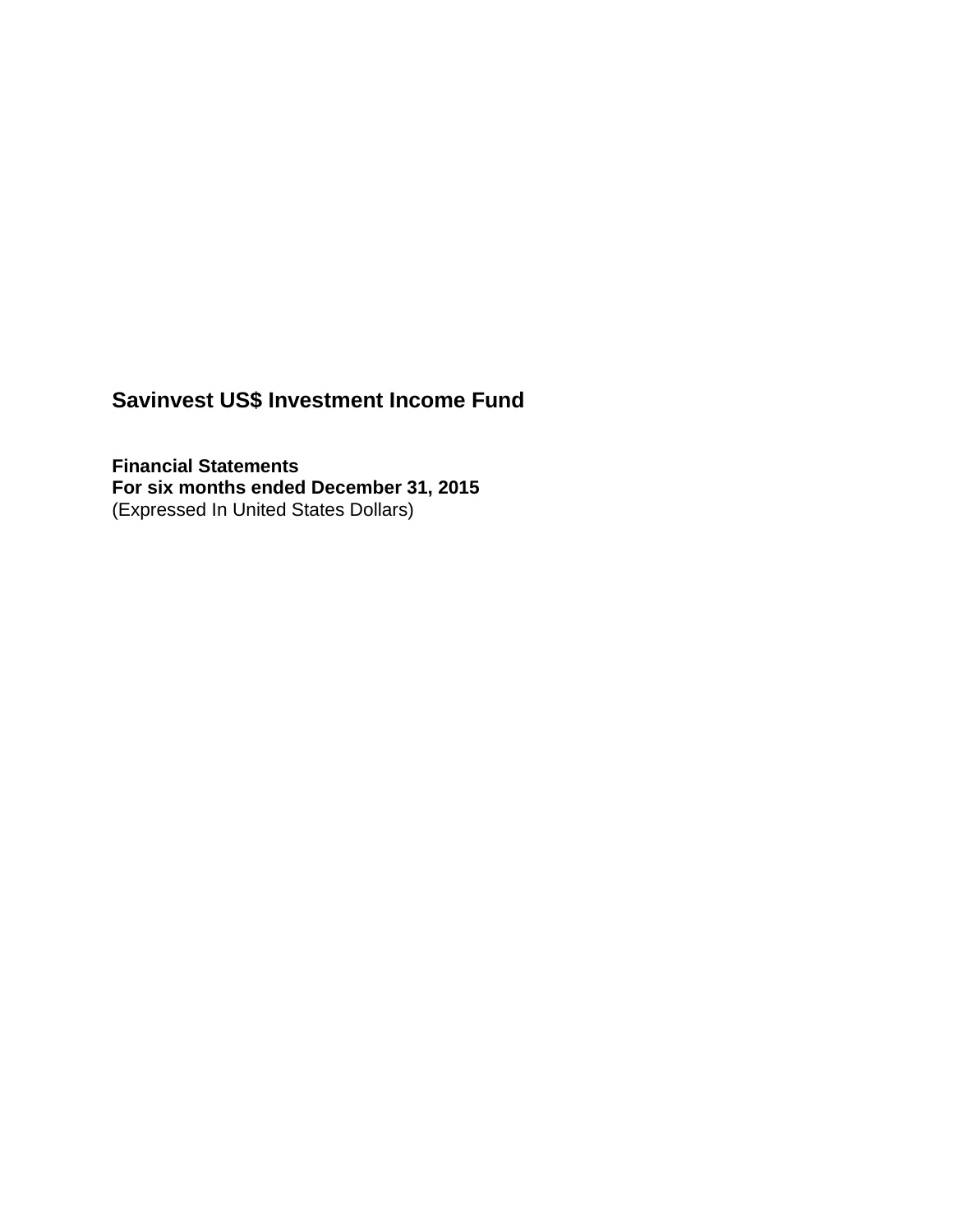# Savinvest US$ Investment Income Fund

**Financial Statements**
**For six months ended December 31, 2015**
(Expressed In United States Dollars)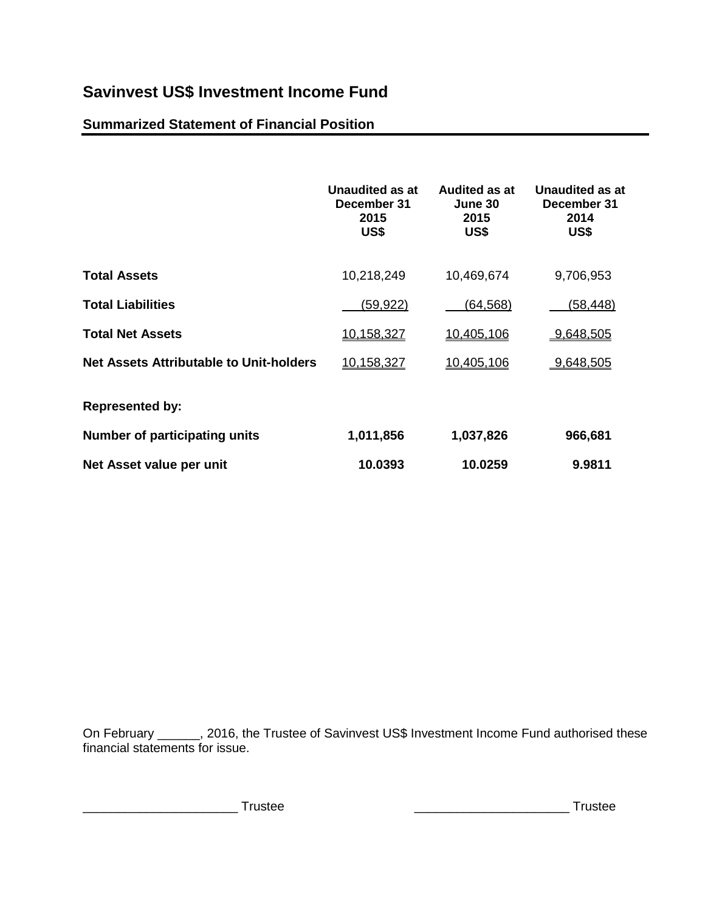# Savinvest US$ Investment Income Fund

## Summarized Statement of Financial Position

| | Unaudited as at December 31 2015 US$ | Audited as at June 30 2015 US$ | Unaudited as at December 31 2014 US$ |
|---|---|---|---|
| **Total Assets** | 10,218,249 | 10,469,674 | 9,706,953 |
| **Total Liabilities** | (59,922) | (64,568) | (58,448) |
| **Total Net Assets** | 10,158,327 | 10,405,106 | 9,648,505 |
| **Net Assets Attributable to Unit-holders** | 10,158,327 | 10,405,106 | 9,648,505 |
| **Represented by:** | | | |
| **Number of participating units** | **1,011,856** | **1,037,826** | **966,681** |
| **Net Asset value per unit** | **10.0393** | **10.0259** | **9.9811** |

On February ______, 2016, the Trustee of Savinvest US$ Investment Income Fund authorised these financial statements for issue.

______________________ Trustee

______________________ Trustee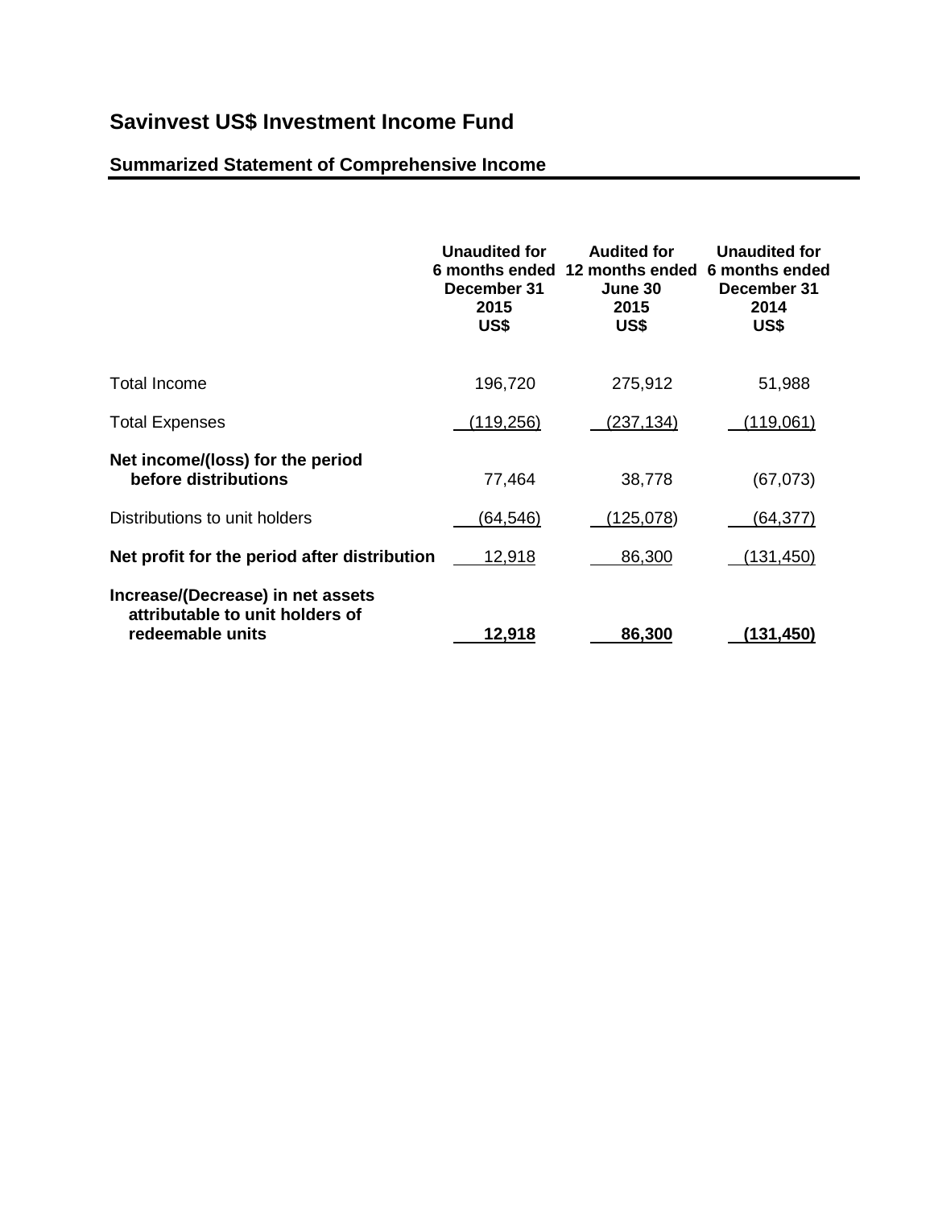# Savinvest US$ Investment Income Fund

## Summarized Statement of Comprehensive Income

| | Unaudited for 6 months ended December 31 2015 US$ | Audited for 12 months ended June 30 2015 US$ | Unaudited for 6 months ended December 31 2014 US$ |
|---|---|---|---|
| Total Income | 196,720 | 275,912 | 51,988 |
| Total Expenses | (119,256) | (237,134) | (119,061) |
| **Net income/(loss) for the period before distributions** | 77,464 | 38,778 | (67,073) |
| Distributions to unit holders | (64,546) | (125,078) | (64,377) |
| **Net profit for the period after distribution** | 12,918 | 86,300 | (131,450) |
| **Increase/(Decrease) in net assets attributable to unit holders of redeemable units** | **12,918** | **86,300** | **(131,450)** |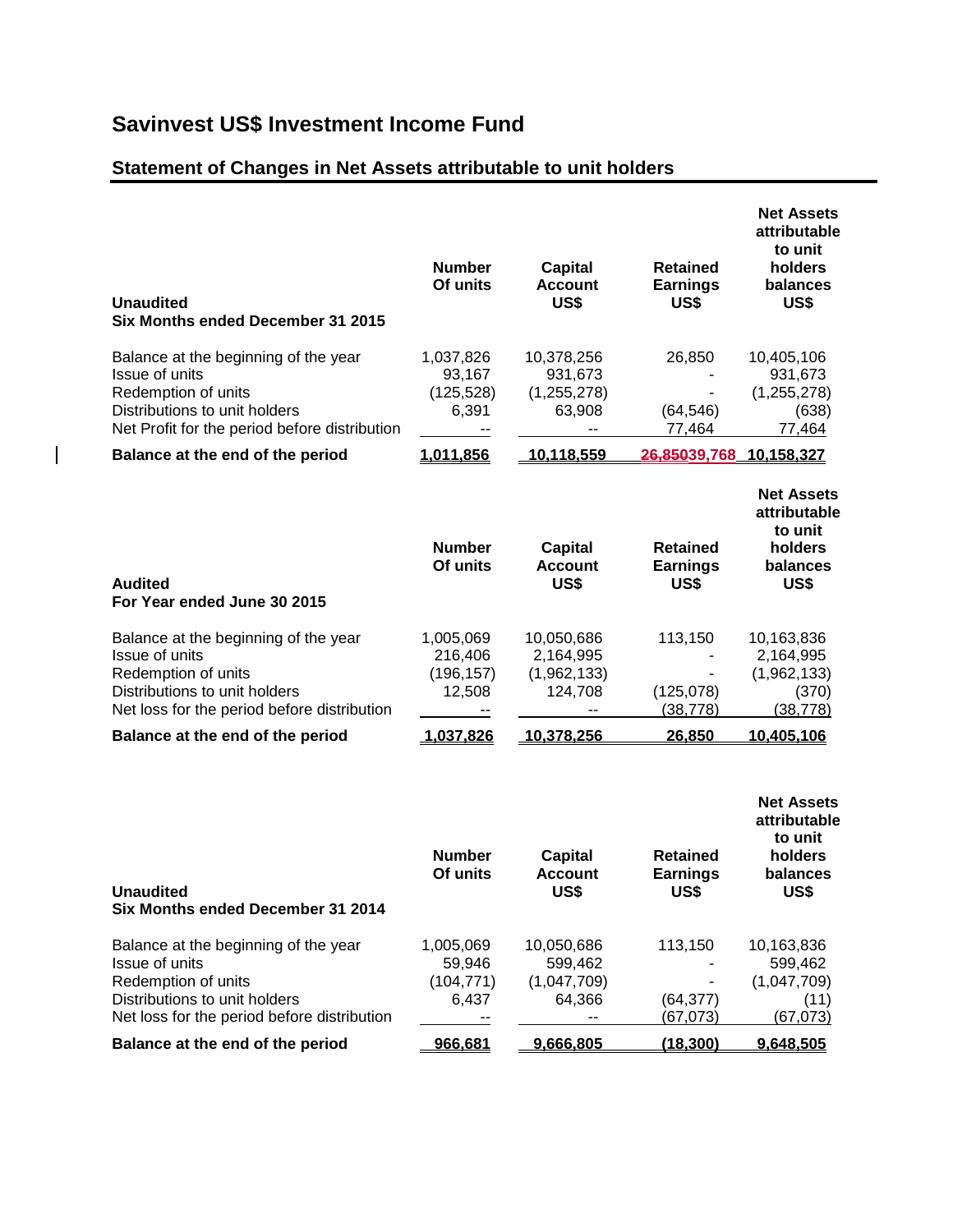# Savinvest US$ Investment Income Fund

## Statement of Changes in Net Assets attributable to unit holders

| Unaudited<br>Six Months ended December 31 2015 | Number Of units | Capital Account US$ | Retained Earnings US$ | Net Assets attributable to unit holders balances US$ |
|---|---|---|---|---|
| Balance at the beginning of the year | 1,037,826 | 10,378,256 | 26,850 | 10,405,106 |
| Issue of units | 93,167 | 931,673 | - | 931,673 |
| Redemption of units | (125,528) | (1,255,278) | - | (1,255,278) |
| Distributions to unit holders | 6,391 | 63,908 | (64,546) | (638) |
| Net Profit for the period before distribution | -- | -- | 77,464 | 77,464 |
| **Balance at the end of the period** | **1,011,856** | **10,118,559** | **~~26,850~~39,768** | **10,158,327** |

| Audited<br>For Year ended June 30 2015 | Number Of units | Capital Account US$ | Retained Earnings US$ | Net Assets attributable to unit holders balances US$ |
|---|---|---|---|---|
| Balance at the beginning of the year | 1,005,069 | 10,050,686 | 113,150 | 10,163,836 |
| Issue of units | 216,406 | 2,164,995 | - | 2,164,995 |
| Redemption of units | (196,157) | (1,962,133) | - | (1,962,133) |
| Distributions to unit holders | 12,508 | 124,708 | (125,078) | (370) |
| Net loss for the period before distribution | -- | -- | (38,778) | (38,778) |
| **Balance at the end of the period** | **1,037,826** | **10,378,256** | **26,850** | **10,405,106** |

| Unaudited<br>Six Months ended December 31 2014 | Number Of units | Capital Account US$ | Retained Earnings US$ | Net Assets attributable to unit holders balances US$ |
|---|---|---|---|---|
| Balance at the beginning of the year | 1,005,069 | 10,050,686 | 113,150 | 10,163,836 |
| Issue of units | 59,946 | 599,462 | - | 599,462 |
| Redemption of units | (104,771) | (1,047,709) | - | (1,047,709) |
| Distributions to unit holders | 6,437 | 64,366 | (64,377) | (11) |
| Net loss for the period before distribution | -- | -- | (67,073) | (67,073) |
| **Balance at the end of the period** | **966,681** | **9,666,805** | **(18,300)** | **9,648,505** |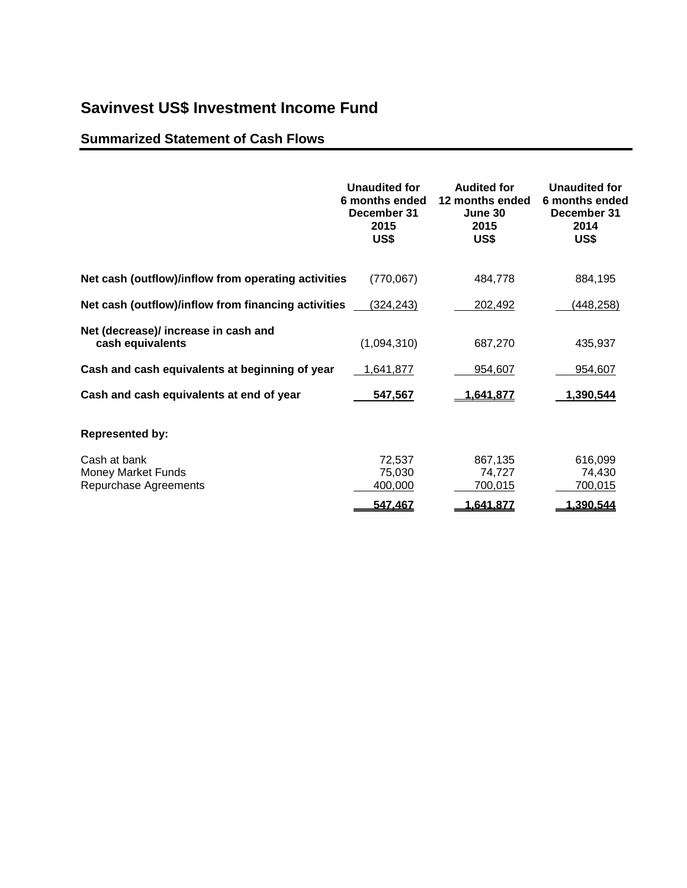# Savinvest US$ Investment Income Fund

## Summarized Statement of Cash Flows

| | Unaudited for 6 months ended December 31 2015 US$ | Audited for 12 months ended June 30 2015 US$ | Unaudited for 6 months ended December 31 2014 US$ |
|---|---|---|---|
| **Net cash (outflow)/inflow from operating activities** | (770,067) | 484,778 | 884,195 |
| **Net cash (outflow)/inflow from financing activities** | (324,243) | 202,492 | (448,258) |
| **Net (decrease)/ increase in cash and cash equivalents** | (1,094,310) | 687,270 | 435,937 |
| **Cash and cash equivalents at beginning of year** | 1,641,877 | 954,607 | 954,607 |
| **Cash and cash equivalents at end of year** | **547,567** | **1,641,877** | **1,390,544** |
| **Represented by:** | | | |
| Cash at bank | 72,537 | 867,135 | 616,099 |
| Money Market Funds | 75,030 | 74,727 | 74,430 |
| Repurchase Agreements | 400,000 | 700,015 | 700,015 |
| | **547,467** | **1,641,877** | **1,390,544** |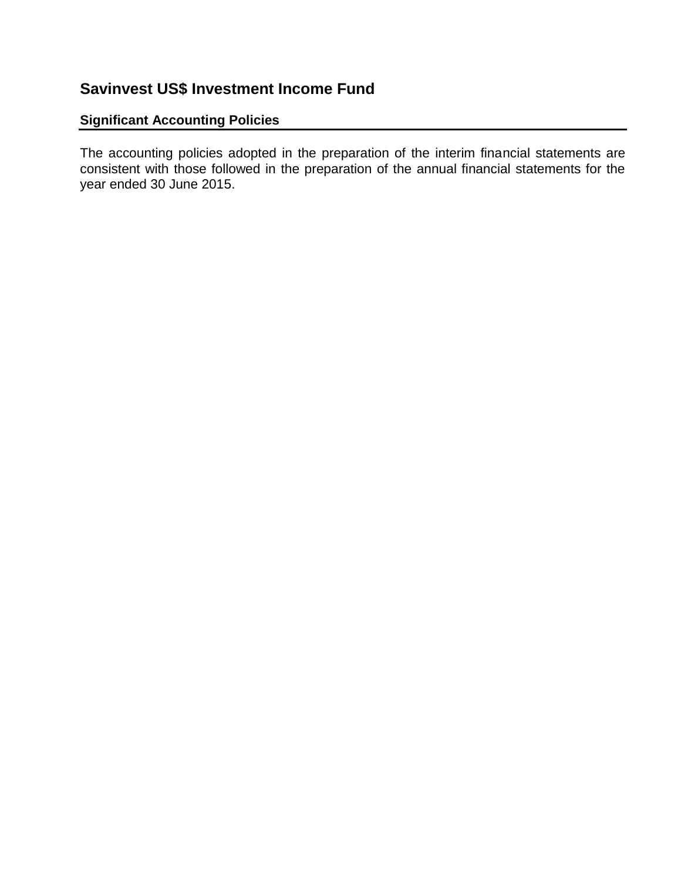# Savinvest US$ Investment Income Fund

## Significant Accounting Policies

The accounting policies adopted in the preparation of the interim financial statements are consistent with those followed in the preparation of the annual financial statements for the year ended 30 June 2015.